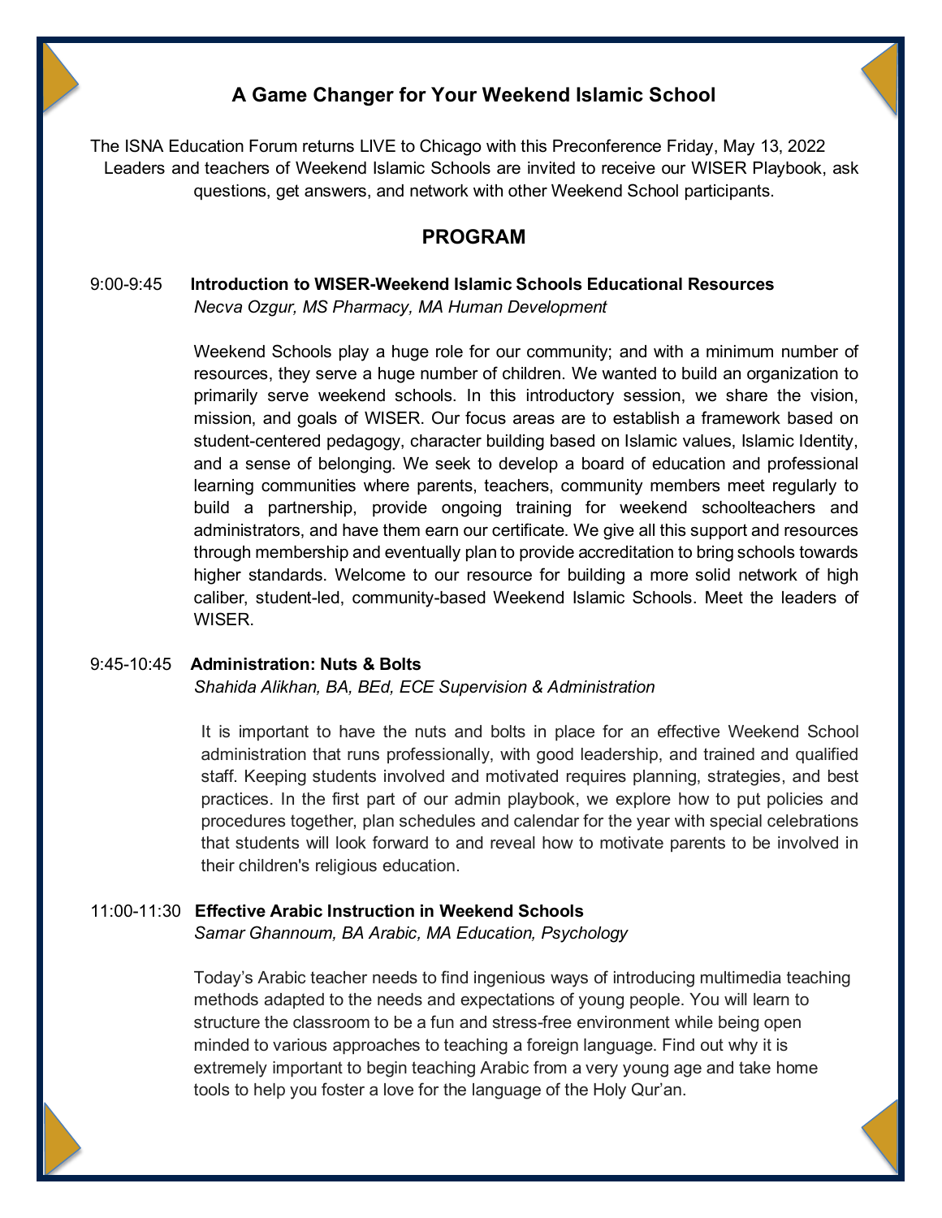# A Game Changer for Your Weekend Islamic School

The ISNA Education Forum returns LIVE to Chicago with this Preconference Friday, May 13, 2022
Leaders and teachers of Weekend Islamic Schools are invited to receive our WISER Playbook, ask questions, get answers, and network with other Weekend School participants.

## PROGRAM

9:00-9:45 **Introduction to WISER-Weekend Islamic Schools Educational Resources**
*Necva Ozgur, MS Pharmacy, MA Human Development*

Weekend Schools play a huge role for our community; and with a minimum number of resources, they serve a huge number of children. We wanted to build an organization to primarily serve weekend schools. In this introductory session, we share the vision, mission, and goals of WISER. Our focus areas are to establish a framework based on student-centered pedagogy, character building based on Islamic values, Islamic Identity, and a sense of belonging. We seek to develop a board of education and professional learning communities where parents, teachers, community members meet regularly to build a partnership, provide ongoing training for weekend schoolteachers and administrators, and have them earn our certificate. We give all this support and resources through membership and eventually plan to provide accreditation to bring schools towards higher standards. Welcome to our resource for building a more solid network of high caliber, student-led, community-based Weekend Islamic Schools. Meet the leaders of WISER.

9:45-10:45 **Administration: Nuts & Bolts**
*Shahida Alikhan, BA, BEd, ECE Supervision & Administration*

It is important to have the nuts and bolts in place for an effective Weekend School administration that runs professionally, with good leadership, and trained and qualified staff. Keeping students involved and motivated requires planning, strategies, and best practices. In the first part of our admin playbook, we explore how to put policies and procedures together, plan schedules and calendar for the year with special celebrations that students will look forward to and reveal how to motivate parents to be involved in their children's religious education.

11:00-11:30 **Effective Arabic Instruction in Weekend Schools**
*Samar Ghannoum, BA Arabic, MA Education, Psychology*

Today's Arabic teacher needs to find ingenious ways of introducing multimedia teaching methods adapted to the needs and expectations of young people. You will learn to structure the classroom to be a fun and stress-free environment while being open minded to various approaches to teaching a foreign language. Find out why it is extremely important to begin teaching Arabic from a very young age and take home tools to help you foster a love for the language of the Holy Qur'an.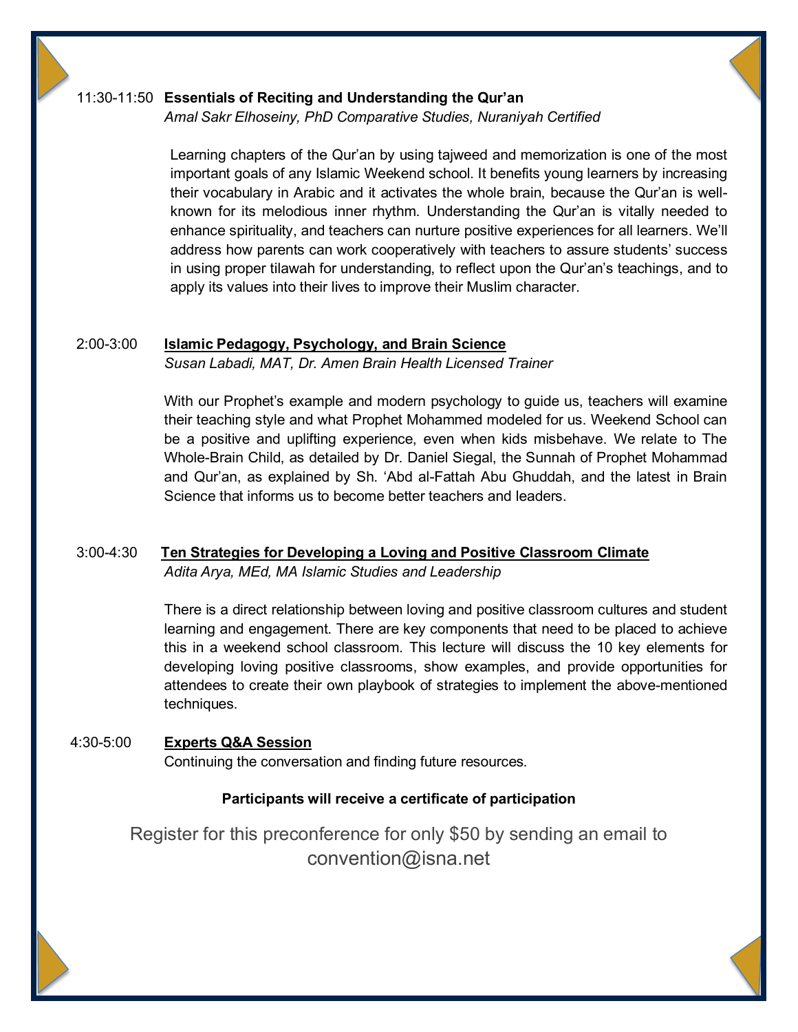11:30-11:50 **Essentials of Reciting and Understanding the Qur'an**
*Amal Sakr Elhoseiny, PhD Comparative Studies, Nuraniyah Certified*

Learning chapters of the Qur'an by using tajweed and memorization is one of the most important goals of any Islamic Weekend school. It benefits young learners by increasing their vocabulary in Arabic and it activates the whole brain, because the Qur'an is well-known for its melodious inner rhythm. Understanding the Qur'an is vitally needed to enhance spirituality, and teachers can nurture positive experiences for all learners. We'll address how parents can work cooperatively with teachers to assure students' success in using proper tilawah for understanding, to reflect upon the Qur'an's teachings, and to apply its values into their lives to improve their Muslim character.

2:00-3:00 **Islamic Pedagogy, Psychology, and Brain Science**
*Susan Labadi, MAT, Dr. Amen Brain Health Licensed Trainer*

With our Prophet's example and modern psychology to guide us, teachers will examine their teaching style and what Prophet Mohammed modeled for us. Weekend School can be a positive and uplifting experience, even when kids misbehave. We relate to The Whole-Brain Child, as detailed by Dr. Daniel Siegal, the Sunnah of Prophet Mohammad and Qur'an, as explained by Sh. 'Abd al-Fattah Abu Ghuddah, and the latest in Brain Science that informs us to become better teachers and leaders.

3:00-4:30 **Ten Strategies for Developing a Loving and Positive Classroom Climate**
*Adita Arya, MEd, MA Islamic Studies and Leadership*

There is a direct relationship between loving and positive classroom cultures and student learning and engagement. There are key components that need to be placed to achieve this in a weekend school classroom. This lecture will discuss the 10 key elements for developing loving positive classrooms, show examples, and provide opportunities for attendees to create their own playbook of strategies to implement the above-mentioned techniques.

4:30-5:00 **Experts Q&A Session**
Continuing the conversation and finding future resources.

**Participants will receive a certificate of participation**

Register for this preconference for only $50 by sending an email to convention@isna.net